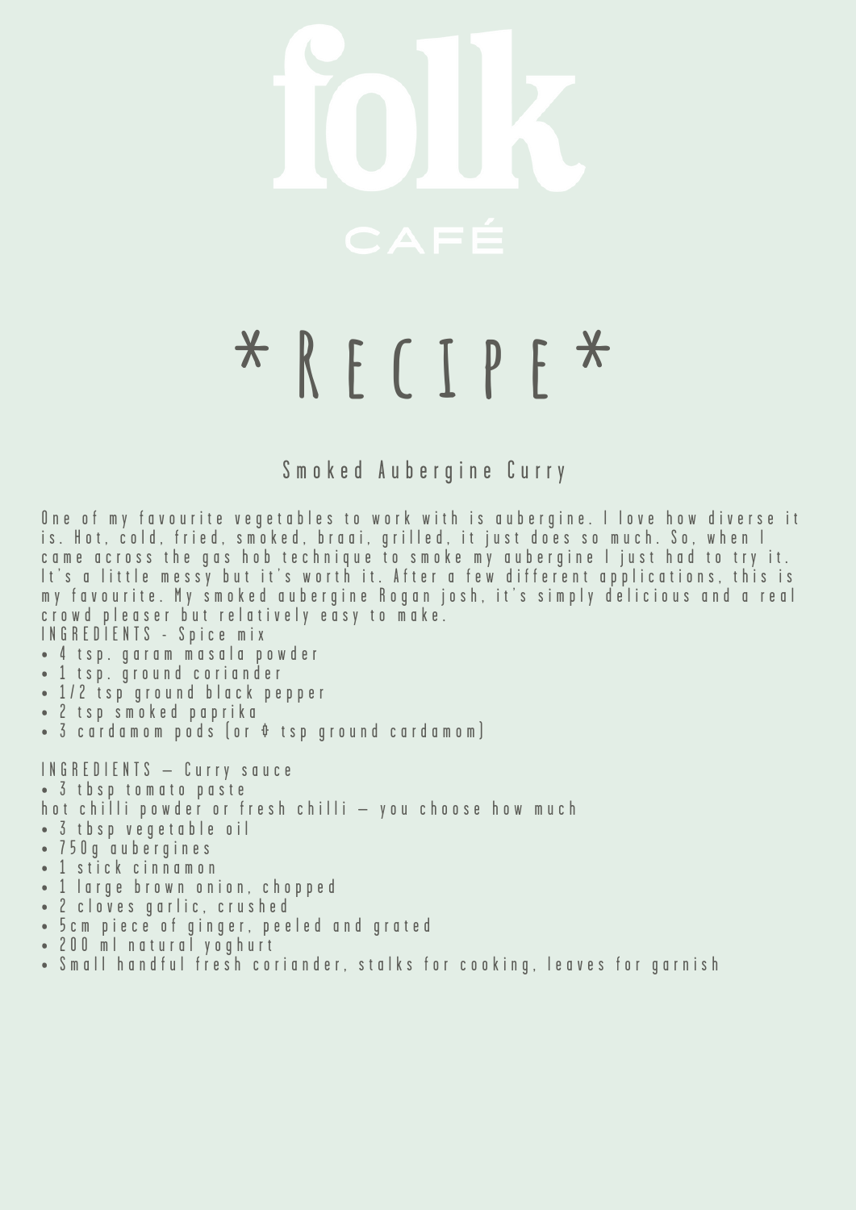# folk

CAFÉ

# *RECIPE*

## Smoked Aubergine Curry

One of my favourite vegetables to work with is aubergine. I love how diverse it is. Hot, cold, fried, smoked, braai, grilled, it just does so much. So, when I came across the gas hob technique to smoke my aubergine I just had to try it. It's a little messy but it's worth it. After a few different applications, this is my favourite. My smoked aubergine Rogan josh, it's simply delicious and a real crowd pleaser but relatively easy to make.

INGREDIENTS - Spice mix

- 4 tsp. garam masala powder
- 1 tsp. ground coriander
- 1/2 tsp ground black pepper
- 2 tsp smoked paprika
- 3 cardamom pods (or ¢ tsp ground cardamom)

INGREDIENTS – Curry sauce

- 3 tbsp tomato paste

hot chilli powder or fresh chilli – you choose how much

- 3 tbsp vegetable oil
- 750g aubergines
- 1 stick cinnamon
- 1 large brown onion, chopped
- 2 cloves garlic, crushed
- 5cm piece of ginger, peeled and grated
- 200 ml natural yoghurt
- Small handful fresh coriander, stalks for cooking, leaves for garnish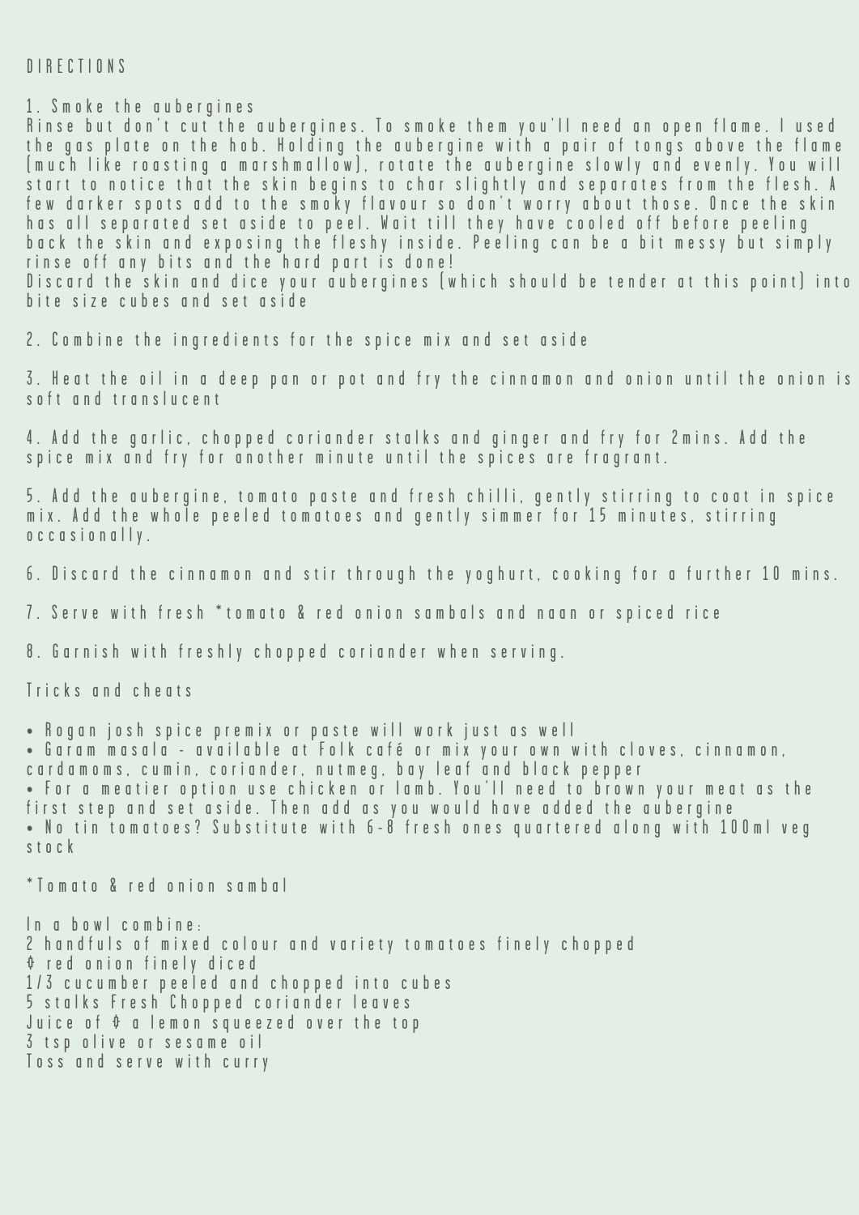## DIRECTIONS

1. Smoke the aubergines
Rinse but don't cut the aubergines. To smoke them you'll need an open flame. I used the gas plate on the hob. Holding the aubergine with a pair of tongs above the flame (much like roasting a marshmallow), rotate the aubergine slowly and evenly. You will start to notice that the skin begins to char slightly and separates from the flesh. A few darker spots add to the smoky flavour so don't worry about those. Once the skin has all separated set aside to peel. Wait till they have cooled off before peeling back the skin and exposing the fleshy inside. Peeling can be a bit messy but simply rinse off any bits and the hard part is done!
Discard the skin and dice your aubergines (which should be tender at this point) into bite size cubes and set aside

2. Combine the ingredients for the spice mix and set aside

3. Heat the oil in a deep pan or pot and fry the cinnamon and onion until the onion is soft and translucent

4. Add the garlic, chopped coriander stalks and ginger and fry for 2mins. Add the spice mix and fry for another minute until the spices are fragrant.

5. Add the aubergine, tomato paste and fresh chilli, gently stirring to coat in spice mix. Add the whole peeled tomatoes and gently simmer for 15 minutes, stirring occasionally.

6. Discard the cinnamon and stir through the yoghurt, cooking for a further 10 mins.

7. Serve with fresh *tomato & red onion sambals and naan or spiced rice

8. Garnish with freshly chopped coriander when serving.

## Tricks and cheats

- Rogan josh spice premix or paste will work just as well
- Garam masala - available at Folk café or mix your own with cloves, cinnamon, cardamoms, cumin, coriander, nutmeg, bay leaf and black pepper
- For a meatier option use chicken or lamb. You'll need to brown your meat as the first step and set aside. Then add as you would have added the aubergine
- No tin tomatoes? Substitute with 6-8 fresh ones quartered along with 100ml veg stock

## *Tomato & red onion sambal

In a bowl combine:
2 handfuls of mixed colour and variety tomatoes finely chopped
½ red onion finely diced
1/3 cucumber peeled and chopped into cubes
5 stalks Fresh Chopped coriander leaves
Juice of ½ a lemon squeezed over the top
3 tsp olive or sesame oil
Toss and serve with curry